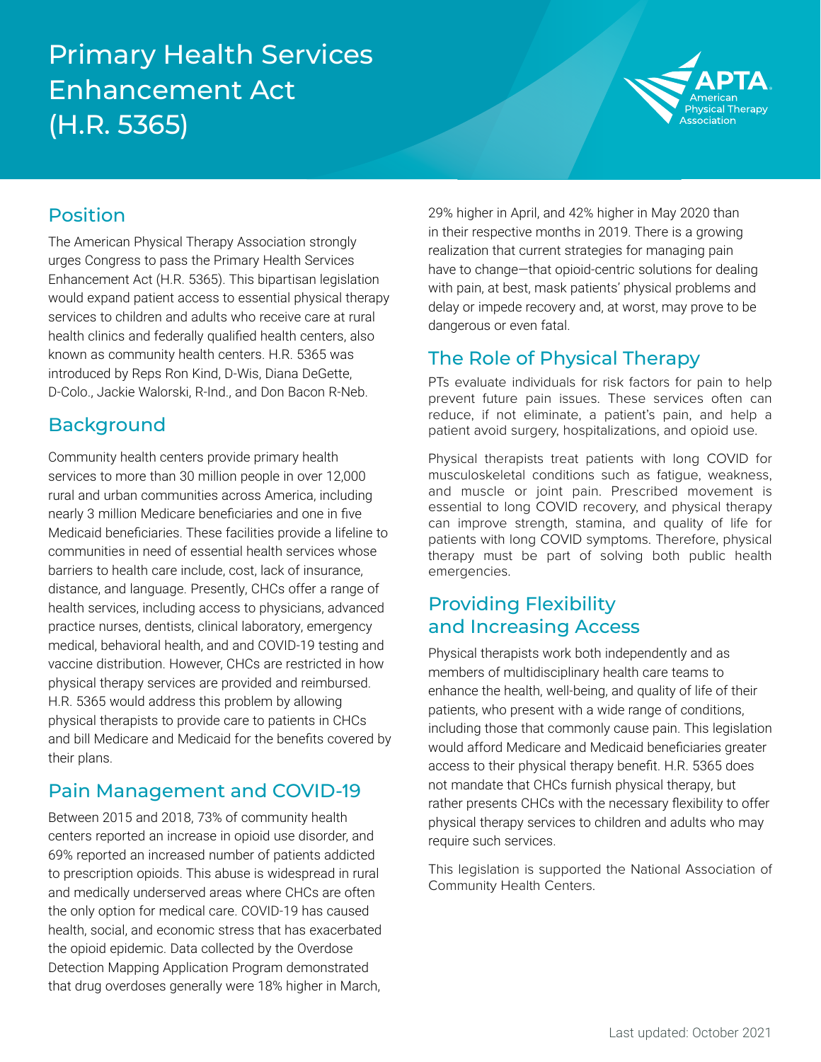# Primary Health Services Enhancement Act (H.R. 5365)

APTA American Physical Therapy Association

## Position

The American Physical Therapy Association strongly urges Congress to pass the Primary Health Services Enhancement Act (H.R. 5365). This bipartisan legislation would expand patient access to essential physical therapy services to children and adults who receive care at rural health clinics and federally qualified health centers, also known as community health centers. H.R. 5365 was introduced by Reps Ron Kind, D-Wis, Diana DeGette, D-Colo., Jackie Walorski, R-Ind., and Don Bacon R-Neb.

## Background

Community health centers provide primary health services to more than 30 million people in over 12,000 rural and urban communities across America, including nearly 3 million Medicare beneficiaries and one in five Medicaid beneficiaries. These facilities provide a lifeline to communities in need of essential health services whose barriers to health care include, cost, lack of insurance, distance, and language. Presently, CHCs offer a range of health services, including access to physicians, advanced practice nurses, dentists, clinical laboratory, emergency medical, behavioral health, and and COVID-19 testing and vaccine distribution. However, CHCs are restricted in how physical therapy services are provided and reimbursed. H.R. 5365 would address this problem by allowing physical therapists to provide care to patients in CHCs and bill Medicare and Medicaid for the benefits covered by their plans.

## Pain Management and COVID-19

Between 2015 and 2018, 73% of community health centers reported an increase in opioid use disorder, and 69% reported an increased number of patients addicted to prescription opioids. This abuse is widespread in rural and medically underserved areas where CHCs are often the only option for medical care. COVID-19 has caused health, social, and economic stress that has exacerbated the opioid epidemic. Data collected by the Overdose Detection Mapping Application Program demonstrated that drug overdoses generally were 18% higher in March, 29% higher in April, and 42% higher in May 2020 than in their respective months in 2019. There is a growing realization that current strategies for managing pain have to change—that opioid-centric solutions for dealing with pain, at best, mask patients' physical problems and delay or impede recovery and, at worst, may prove to be dangerous or even fatal.

## The Role of Physical Therapy

PTs evaluate individuals for risk factors for pain to help prevent future pain issues. These services often can reduce, if not eliminate, a patient's pain, and help a patient avoid surgery, hospitalizations, and opioid use.

Physical therapists treat patients with long COVID for musculoskeletal conditions such as fatigue, weakness, and muscle or joint pain. Prescribed movement is essential to long COVID recovery, and physical therapy can improve strength, stamina, and quality of life for patients with long COVID symptoms. Therefore, physical therapy must be part of solving both public health emergencies.

## Providing Flexibility and Increasing Access

Physical therapists work both independently and as members of multidisciplinary health care teams to enhance the health, well-being, and quality of life of their patients, who present with a wide range of conditions, including those that commonly cause pain. This legislation would afford Medicare and Medicaid beneficiaries greater access to their physical therapy benefit. H.R. 5365 does not mandate that CHCs furnish physical therapy, but rather presents CHCs with the necessary flexibility to offer physical therapy services to children and adults who may require such services.

This legislation is supported the National Association of Community Health Centers.

Last updated: October 2021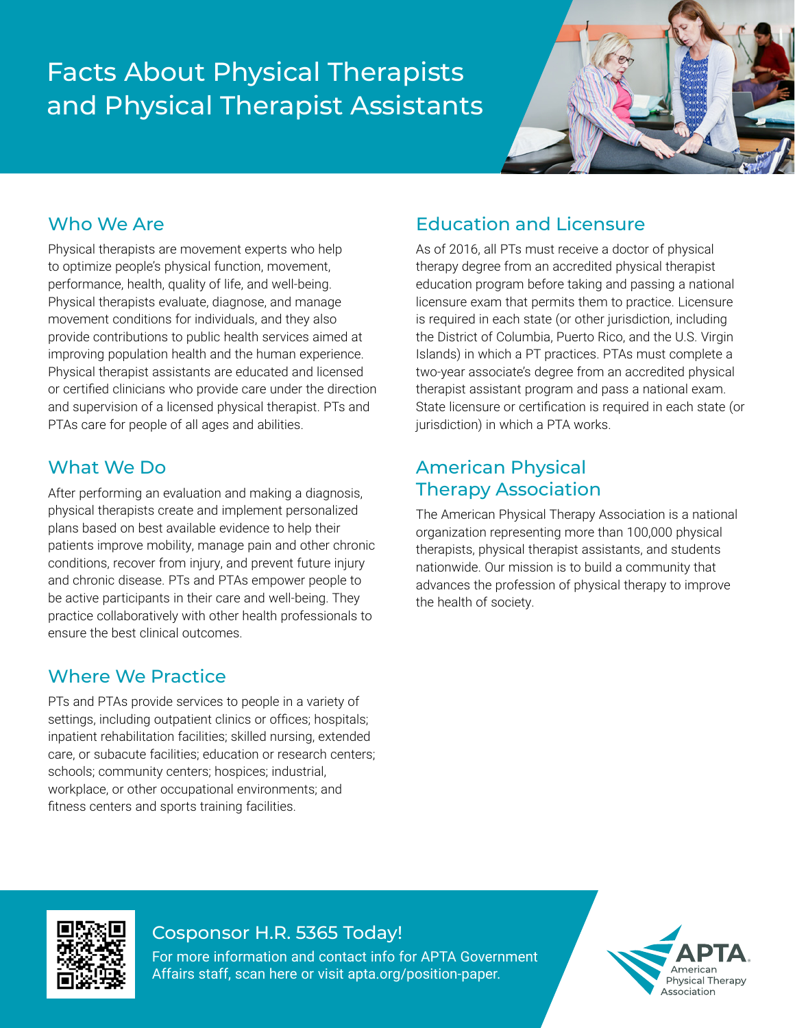# Facts About Physical Therapists and Physical Therapist Assistants

## Who We Are

Physical therapists are movement experts who help to optimize people's physical function, movement, performance, health, quality of life, and well-being. Physical therapists evaluate, diagnose, and manage movement conditions for individuals, and they also provide contributions to public health services aimed at improving population health and the human experience. Physical therapist assistants are educated and licensed or certified clinicians who provide care under the direction and supervision of a licensed physical therapist. PTs and PTAs care for people of all ages and abilities.

## What We Do

After performing an evaluation and making a diagnosis, physical therapists create and implement personalized plans based on best available evidence to help their patients improve mobility, manage pain and other chronic conditions, recover from injury, and prevent future injury and chronic disease. PTs and PTAs empower people to be active participants in their care and well-being. They practice collaboratively with other health professionals to ensure the best clinical outcomes.

## Where We Practice

PTs and PTAs provide services to people in a variety of settings, including outpatient clinics or offices; hospitals; inpatient rehabilitation facilities; skilled nursing, extended care, or subacute facilities; education or research centers; schools; community centers; hospices; industrial, workplace, or other occupational environments; and fitness centers and sports training facilities.

## Education and Licensure

As of 2016, all PTs must receive a doctor of physical therapy degree from an accredited physical therapist education program before taking and passing a national licensure exam that permits them to practice. Licensure is required in each state (or other jurisdiction, including the District of Columbia, Puerto Rico, and the U.S. Virgin Islands) in which a PT practices. PTAs must complete a two-year associate's degree from an accredited physical therapist assistant program and pass a national exam. State licensure or certification is required in each state (or jurisdiction) in which a PTA works.

## American Physical Therapy Association

The American Physical Therapy Association is a national organization representing more than 100,000 physical therapists, physical therapist assistants, and students nationwide. Our mission is to build a community that advances the profession of physical therapy to improve the health of society.

## Cosponsor H.R. 5365 Today!

For more information and contact info for APTA Government Affairs staff, scan here or visit apta.org/position-paper.

APTA American Physical Therapy Association